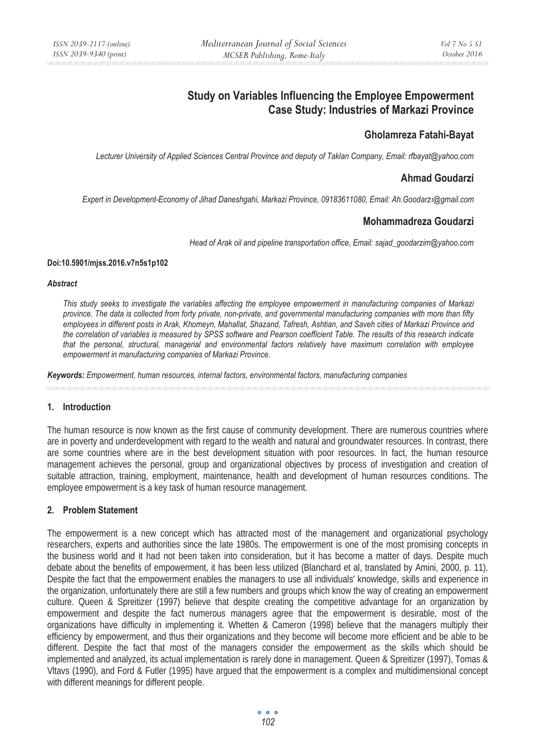# Study on Variables Influencing the Employee Empowerment Case Study: Industries of Markazi Province

## Gholamreza Fatahi-Bayat

*Lecturer University of Applied Sciences Central Province and deputy of Taklan Company, Email: rfbayat@yahoo.com*

## Ahmad Goudarzi

*Expert in Development-Economy of Jihad Daneshgahi, Markazi Province, 09183611080, Email: Ah.Goodarzı@gmail.com*

## Mohammadreza Goudarzi

*Head of Arak oil and pipeline transportation office, Email: sajad_goodarzim@yahoo.com*

**Doi:10.5901/mjss.2016.v7n5s1p102**

### *Abstract*

*This study seeks to investigate the variables affecting the employee empowerment in manufacturing companies of Markazi province. The data is collected from forty private, non-private, and governmental manufacturing companies with more than fifty employees in different posts in Arak, Khomeyn, Mahallat, Shazand, Tafresh, Ashtian, and Saveh cities of Markazi Province and the correlation of variables is measured by SPSS software and Pearson coefficient Table. The results of this research indicate that the personal, structural, managerial and environmental factors relatively have maximum correlation with employee empowerment in manufacturing companies of Markazi Province.*

***Keywords:*** *Empowerment, human resources, internal factors, environmental factors, manufacturing companies*

## 1. Introduction

The human resource is now known as the first cause of community development. There are numerous countries where are in poverty and underdevelopment with regard to the wealth and natural and groundwater resources. In contrast, there are some countries where are in the best development situation with poor resources. In fact, the human resource management achieves the personal, group and organizational objectives by process of investigation and creation of suitable attraction, training, employment, maintenance, health and development of human resources conditions. The employee empowerment is a key task of human resource management.

## 2. Problem Statement

The empowerment is a new concept which has attracted most of the management and organizational psychology researchers, experts and authorities since the late 1980s. The empowerment is one of the most promising concepts in the business world and it had not been taken into consideration, but it has become a matter of days. Despite much debate about the benefits of empowerment, it has been less utilized (Blanchard et al, translated by Amini, 2000, p. 11). Despite the fact that the empowerment enables the managers to use all individuals' knowledge, skills and experience in the organization, unfortunately there are still a few numbers and groups which know the way of creating an empowerment culture. Queen & Spreitizer (1997) believe that despite creating the competitive advantage for an organization by empowerment and despite the fact numerous managers agree that the empowerment is desirable, most of the organizations have difficulty in implementing it. Whetten & Cameron (1998) believe that the managers multiply their efficiency by empowerment, and thus their organizations and they become will become more efficient and be able to be different. Despite the fact that most of the managers consider the empowerment as the skills which should be implemented and analyzed, its actual implementation is rarely done in management. Queen & Spreitizer (1997), Tomas & Vltavs (1990), and Ford & Futler (1995) have argued that the empowerment is a complex and multidimensional concept with different meanings for different people.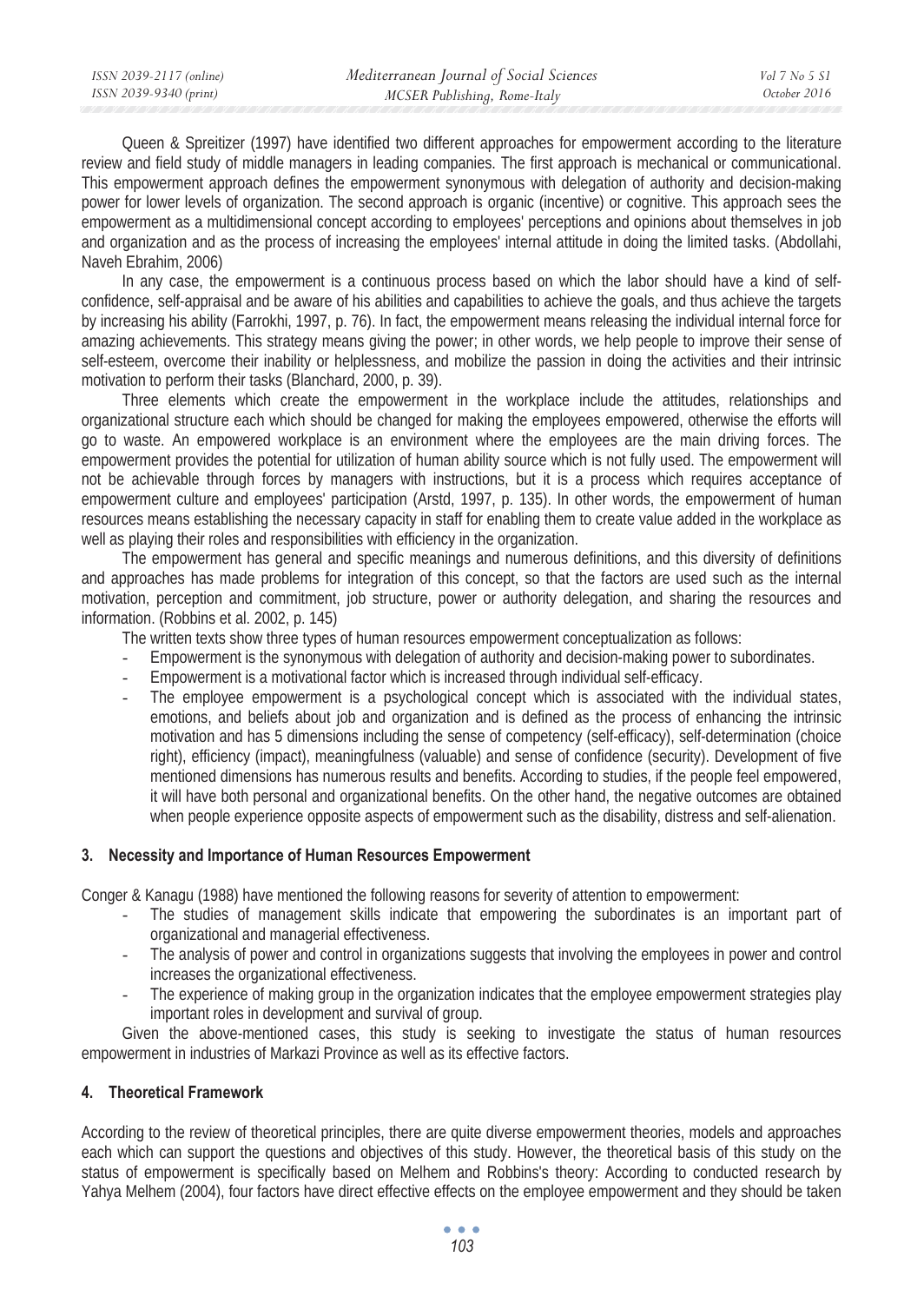Queen & Spreitizer (1997) have identified two different approaches for empowerment according to the literature review and field study of middle managers in leading companies. The first approach is mechanical or communicational. This empowerment approach defines the empowerment synonymous with delegation of authority and decision-making power for lower levels of organization. The second approach is organic (incentive) or cognitive. This approach sees the empowerment as a multidimensional concept according to employees' perceptions and opinions about themselves in job and organization and as the process of increasing the employees' internal attitude in doing the limited tasks. (Abdollahi, Naveh Ebrahim, 2006)

In any case, the empowerment is a continuous process based on which the labor should have a kind of self-confidence, self-appraisal and be aware of his abilities and capabilities to achieve the goals, and thus achieve the targets by increasing his ability (Farrokhi, 1997, p. 76). In fact, the empowerment means releasing the individual internal force for amazing achievements. This strategy means giving the power; in other words, we help people to improve their sense of self-esteem, overcome their inability or helplessness, and mobilize the passion in doing the activities and their intrinsic motivation to perform their tasks (Blanchard, 2000, p. 39).

Three elements which create the empowerment in the workplace include the attitudes, relationships and organizational structure each which should be changed for making the employees empowered, otherwise the efforts will go to waste. An empowered workplace is an environment where the employees are the main driving forces. The empowerment provides the potential for utilization of human ability source which is not fully used. The empowerment will not be achievable through forces by managers with instructions, but it is a process which requires acceptance of empowerment culture and employees' participation (Arstd, 1997, p. 135). In other words, the empowerment of human resources means establishing the necessary capacity in staff for enabling them to create value added in the workplace as well as playing their roles and responsibilities with efficiency in the organization.

The empowerment has general and specific meanings and numerous definitions, and this diversity of definitions and approaches has made problems for integration of this concept, so that the factors are used such as the internal motivation, perception and commitment, job structure, power or authority delegation, and sharing the resources and information. (Robbins et al. 2002, p. 145)

The written texts show three types of human resources empowerment conceptualization as follows:

- Empowerment is the synonymous with delegation of authority and decision-making power to subordinates.
- Empowerment is a motivational factor which is increased through individual self-efficacy.
- The employee empowerment is a psychological concept which is associated with the individual states, emotions, and beliefs about job and organization and is defined as the process of enhancing the intrinsic motivation and has 5 dimensions including the sense of competency (self-efficacy), self-determination (choice right), efficiency (impact), meaningfulness (valuable) and sense of confidence (security). Development of five mentioned dimensions has numerous results and benefits. According to studies, if the people feel empowered, it will have both personal and organizational benefits. On the other hand, the negative outcomes are obtained when people experience opposite aspects of empowerment such as the disability, distress and self-alienation.

## 3. Necessity and Importance of Human Resources Empowerment

Conger & Kanagu (1988) have mentioned the following reasons for severity of attention to empowerment:

- The studies of management skills indicate that empowering the subordinates is an important part of organizational and managerial effectiveness.
- The analysis of power and control in organizations suggests that involving the employees in power and control increases the organizational effectiveness.
- The experience of making group in the organization indicates that the employee empowerment strategies play important roles in development and survival of group.

Given the above-mentioned cases, this study is seeking to investigate the status of human resources empowerment in industries of Markazi Province as well as its effective factors.

## 4. Theoretical Framework

According to the review of theoretical principles, there are quite diverse empowerment theories, models and approaches each which can support the questions and objectives of this study. However, the theoretical basis of this study on the status of empowerment is specifically based on Melhem and Robbins's theory: According to conducted research by Yahya Melhem (2004), four factors have direct effective effects on the employee empowerment and they should be taken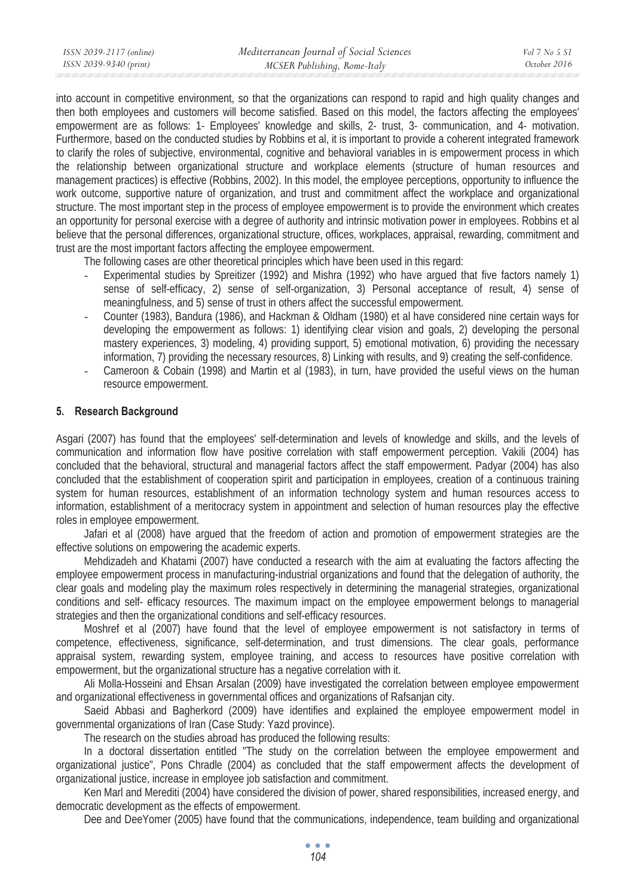into account in competitive environment, so that the organizations can respond to rapid and high quality changes and then both employees and customers will become satisfied. Based on this model, the factors affecting the employees' empowerment are as follows: 1- Employees' knowledge and skills, 2- trust, 3- communication, and 4- motivation. Furthermore, based on the conducted studies by Robbins et al, it is important to provide a coherent integrated framework to clarify the roles of subjective, environmental, cognitive and behavioral variables in is empowerment process in which the relationship between organizational structure and workplace elements (structure of human resources and management practices) is effective (Robbins, 2002). In this model, the employee perceptions, opportunity to influence the work outcome, supportive nature of organization, and trust and commitment affect the workplace and organizational structure. The most important step in the process of employee empowerment is to provide the environment which creates an opportunity for personal exercise with a degree of authority and intrinsic motivation power in employees. Robbins et al believe that the personal differences, organizational structure, offices, workplaces, appraisal, rewarding, commitment and trust are the most important factors affecting the employee empowerment.

The following cases are other theoretical principles which have been used in this regard:

- Experimental studies by Spreitizer (1992) and Mishra (1992) who have argued that five factors namely 1) sense of self-efficacy, 2) sense of self-organization, 3) Personal acceptance of result, 4) sense of meaningfulness, and 5) sense of trust in others affect the successful empowerment.
- Counter (1983), Bandura (1986), and Hackman & Oldham (1980) et al have considered nine certain ways for developing the empowerment as follows: 1) identifying clear vision and goals, 2) developing the personal mastery experiences, 3) modeling, 4) providing support, 5) emotional motivation, 6) providing the necessary information, 7) providing the necessary resources, 8) Linking with results, and 9) creating the self-confidence.
- Cameroon & Cobain (1998) and Martin et al (1983), in turn, have provided the useful views on the human resource empowerment.

## 5. Research Background

Asgari (2007) has found that the employees' self-determination and levels of knowledge and skills, and the levels of communication and information flow have positive correlation with staff empowerment perception. Vakili (2004) has concluded that the behavioral, structural and managerial factors affect the staff empowerment. Padyar (2004) has also concluded that the establishment of cooperation spirit and participation in employees, creation of a continuous training system for human resources, establishment of an information technology system and human resources access to information, establishment of a meritocracy system in appointment and selection of human resources play the effective roles in employee empowerment.

Jafari et al (2008) have argued that the freedom of action and promotion of empowerment strategies are the effective solutions on empowering the academic experts.

Mehdizadeh and Khatami (2007) have conducted a research with the aim at evaluating the factors affecting the employee empowerment process in manufacturing-industrial organizations and found that the delegation of authority, the clear goals and modeling play the maximum roles respectively in determining the managerial strategies, organizational conditions and self- efficacy resources. The maximum impact on the employee empowerment belongs to managerial strategies and then the organizational conditions and self-efficacy resources.

Moshref et al (2007) have found that the level of employee empowerment is not satisfactory in terms of competence, effectiveness, significance, self-determination, and trust dimensions. The clear goals, performance appraisal system, rewarding system, employee training, and access to resources have positive correlation with empowerment, but the organizational structure has a negative correlation with it.

Ali Molla-Hosseini and Ehsan Arsalan (2009) have investigated the correlation between employee empowerment and organizational effectiveness in governmental offices and organizations of Rafsanjan city.

Saeid Abbasi and Bagherkord (2009) have identifies and explained the employee empowerment model in governmental organizations of Iran (Case Study: Yazd province).

The research on the studies abroad has produced the following results:

In a doctoral dissertation entitled "The study on the correlation between the employee empowerment and organizational justice", Pons Chradle (2004) as concluded that the staff empowerment affects the development of organizational justice, increase in employee job satisfaction and commitment.

Ken Marl and Merediti (2004) have considered the division of power, shared responsibilities, increased energy, and democratic development as the effects of empowerment.

Dee and DeeYomer (2005) have found that the communications, independence, team building and organizational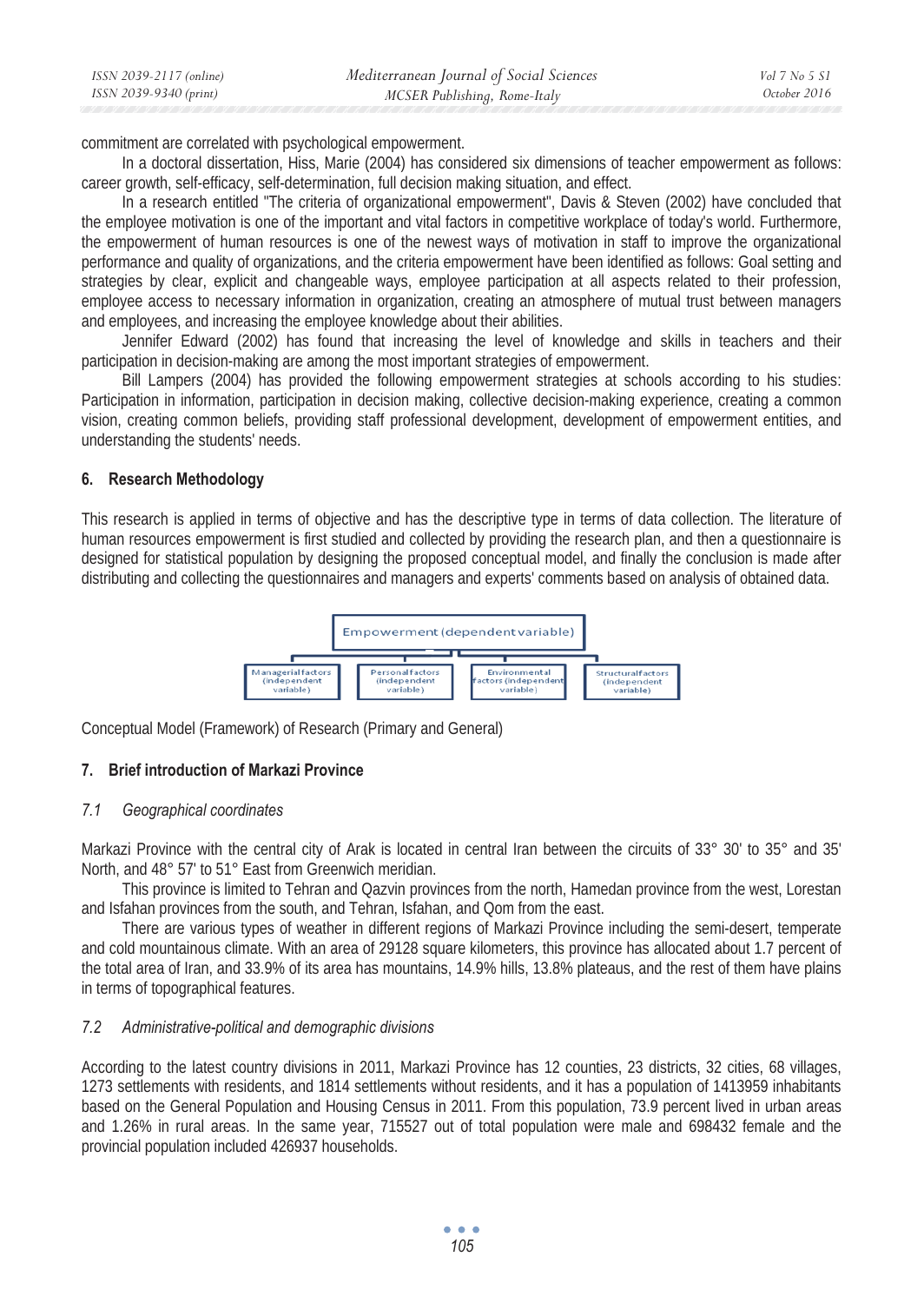commitment are correlated with psychological empowerment.

In a doctoral dissertation, Hiss, Marie (2004) has considered six dimensions of teacher empowerment as follows: career growth, self-efficacy, self-determination, full decision making situation, and effect.

In a research entitled "The criteria of organizational empowerment", Davis & Steven (2002) have concluded that the employee motivation is one of the important and vital factors in competitive workplace of today's world. Furthermore, the empowerment of human resources is one of the newest ways of motivation in staff to improve the organizational performance and quality of organizations, and the criteria empowerment have been identified as follows: Goal setting and strategies by clear, explicit and changeable ways, employee participation at all aspects related to their profession, employee access to necessary information in organization, creating an atmosphere of mutual trust between managers and employees, and increasing the employee knowledge about their abilities.

Jennifer Edward (2002) has found that increasing the level of knowledge and skills in teachers and their participation in decision-making are among the most important strategies of empowerment.

Bill Lampers (2004) has provided the following empowerment strategies at schools according to his studies: Participation in information, participation in decision making, collective decision-making experience, creating a common vision, creating common beliefs, providing staff professional development, development of empowerment entities, and understanding the students' needs.

## 6. Research Methodology

This research is applied in terms of objective and has the descriptive type in terms of data collection. The literature of human resources empowerment is first studied and collected by providing the research plan, and then a questionnaire is designed for statistical population by designing the proposed conceptual model, and finally the conclusion is made after distributing and collecting the questionnaires and managers and experts' comments based on analysis of obtained data.

Empowerment (dependent variable)

Managerial factors (independent variable) | Personal factors (independent variable) | Environmental factors (independent variable) | Structural factors (independent variable)

Conceptual Model (Framework) of Research (Primary and General)

## 7. Brief introduction of Markazi Province

### *7.1 Geographical coordinates*

Markazi Province with the central city of Arak is located in central Iran between the circuits of 33° 30' to 35° and 35' North, and 48° 57' to 51° East from Greenwich meridian.

This province is limited to Tehran and Qazvin provinces from the north, Hamedan province from the west, Lorestan and Isfahan provinces from the south, and Tehran, Isfahan, and Qom from the east.

There are various types of weather in different regions of Markazi Province including the semi-desert, temperate and cold mountainous climate. With an area of 29128 square kilometers, this province has allocated about 1.7 percent of the total area of Iran, and 33.9% of its area has mountains, 14.9% hills, 13.8% plateaus, and the rest of them have plains in terms of topographical features.

### *7.2 Administrative-political and demographic divisions*

According to the latest country divisions in 2011, Markazi Province has 12 counties, 23 districts, 32 cities, 68 villages, 1273 settlements with residents, and 1814 settlements without residents, and it has a population of 1413959 inhabitants based on the General Population and Housing Census in 2011. From this population, 73.9 percent lived in urban areas and 1.26% in rural areas. In the same year, 715527 out of total population were male and 698432 female and the provincial population included 426937 households.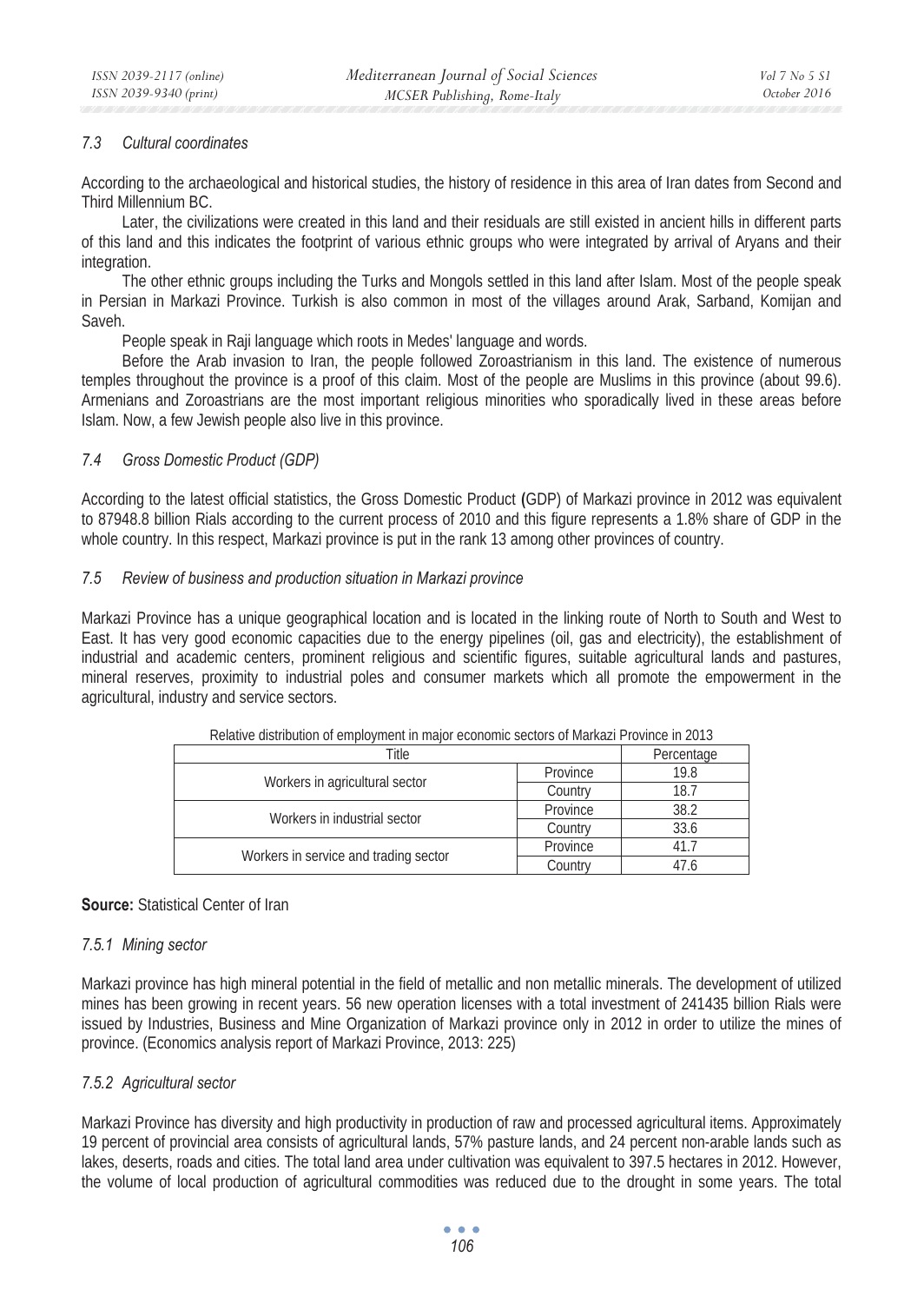### 7.3 Cultural coordinates

According to the archaeological and historical studies, the history of residence in this area of Iran dates from Second and Third Millennium BC.

Later, the civilizations were created in this land and their residuals are still existed in ancient hills in different parts of this land and this indicates the footprint of various ethnic groups who were integrated by arrival of Aryans and their integration.

The other ethnic groups including the Turks and Mongols settled in this land after Islam. Most of the people speak in Persian in Markazi Province. Turkish is also common in most of the villages around Arak, Sarband, Komijan and Saveh.

People speak in Raji language which roots in Medes' language and words.

Before the Arab invasion to Iran, the people followed Zoroastrianism in this land. The existence of numerous temples throughout the province is a proof of this claim. Most of the people are Muslims in this province (about 99.6). Armenians and Zoroastrians are the most important religious minorities who sporadically lived in these areas before Islam. Now, a few Jewish people also live in this province.

### 7.4 Gross Domestic Product (GDP)

According to the latest official statistics, the Gross Domestic Product (GDP) of Markazi province in 2012 was equivalent to 87948.8 billion Rials according to the current process of 2010 and this figure represents a 1.8% share of GDP in the whole country. In this respect, Markazi province is put in the rank 13 among other provinces of country.

### 7.5 Review of business and production situation in Markazi province

Markazi Province has a unique geographical location and is located in the linking route of North to South and West to East. It has very good economic capacities due to the energy pipelines (oil, gas and electricity), the establishment of industrial and academic centers, prominent religious and scientific figures, suitable agricultural lands and pastures, mineral reserves, proximity to industrial poles and consumer markets which all promote the empowerment in the agricultural, industry and service sectors.

Relative distribution of employment in major economic sectors of Markazi Province in 2013

| Title | | Percentage |
|---|---|---|
| Workers in agricultural sector | Province | 19.8 |
| | Country | 18.7 |
| Workers in industrial sector | Province | 38.2 |
| | Country | 33.6 |
| Workers in service and trading sector | Province | 41.7 |
| | Country | 47.6 |

**Source:** Statistical Center of Iran

#### 7.5.1 Mining sector

Markazi province has high mineral potential in the field of metallic and non metallic minerals. The development of utilized mines has been growing in recent years. 56 new operation licenses with a total investment of 241435 billion Rials were issued by Industries, Business and Mine Organization of Markazi province only in 2012 in order to utilize the mines of province. (Economics analysis report of Markazi Province, 2013: 225)

#### 7.5.2 Agricultural sector

Markazi Province has diversity and high productivity in production of raw and processed agricultural items. Approximately 19 percent of provincial area consists of agricultural lands, 57% pasture lands, and 24 percent non-arable lands such as lakes, deserts, roads and cities. The total land area under cultivation was equivalent to 397.5 hectares in 2012. However, the volume of local production of agricultural commodities was reduced due to the drought in some years. The total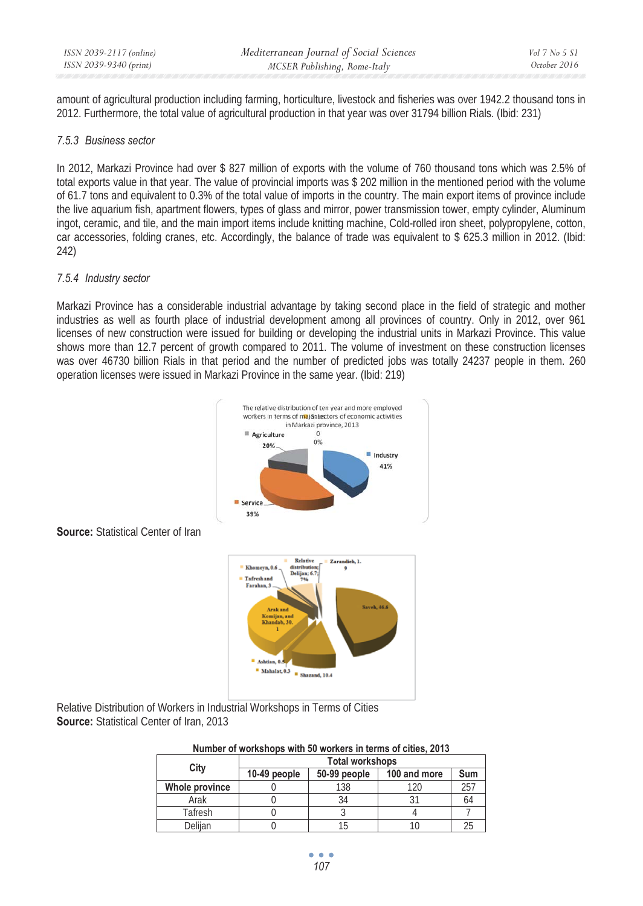amount of agricultural production including farming, horticulture, livestock and fisheries was over 1942.2 thousand tons in 2012. Furthermore, the total value of agricultural production in that year was over 31794 billion Rials. (Ibid: 231)

### 7.5.3 Business sector

In 2012, Markazi Province had over $ 827 million of exports with the volume of 760 thousand tons which was 2.5% of total exports value in that year. The value of provincial imports was $ 202 million in the mentioned period with the volume of 61.7 tons and equivalent to 0.3% of the total value of imports in the country. The main export items of province include the live aquarium fish, apartment flowers, types of glass and mirror, power transmission tower, empty cylinder, Aluminum ingot, ceramic, and tile, and the main import items include knitting machine, Cold-rolled iron sheet, polypropylene, cotton, car accessories, folding cranes, etc. Accordingly, the balance of trade was equivalent to $ 625.3 million in 2012. (Ibid: 242)

### 7.5.4 Industry sector

Markazi Province has a considerable industrial advantage by taking second place in the field of strategic and mother industries as well as fourth place of industrial development among all provinces of country. Only in 2012, over 961 licenses of new construction were issued for building or developing the industrial units in Markazi Province. This value shows more than 12.7 percent of growth compared to 2011. The volume of investment on these construction licenses was over 46730 billion Rials in that period and the number of predicted jobs was totally 24237 people in them. 260 operation licenses were issued in Markazi Province in the same year. (Ibid: 219)

The relative distribution of ten year and more employed workers in terms of major sectors of economic activities in Markazi province, 2013

Agriculture 20%; 0 0%; Industry 41%; Service 39%

**Source:** Statistical Center of Iran

Relative distribution; Khomeyn, 0.6; Tafresh and Farahan, 3; Delijan; 6.7; Zarandieh, 1.9; Saveh, 46.6; Arak and Komijan, and Khandab, 30.1; Ashtian, 0.5; Mahalat, 0.3; Shazand, 10.4

Relative Distribution of Workers in Industrial Workshops in Terms of Cities
**Source:** Statistical Center of Iran, 2013

**Number of workshops with 50 workers in terms of cities, 2013**

| City | Total workshops | | | |
|---|---|---|---|---|
| | 10-49 people | 50-99 people | 100 and more | Sum |
| **Whole province** | 0 | 138 | 120 | 257 |
| Arak | 0 | 34 | 31 | 64 |
| Tafresh | 0 | 3 | 4 | 7 |
| Delijan | 0 | 15 | 10 | 25 |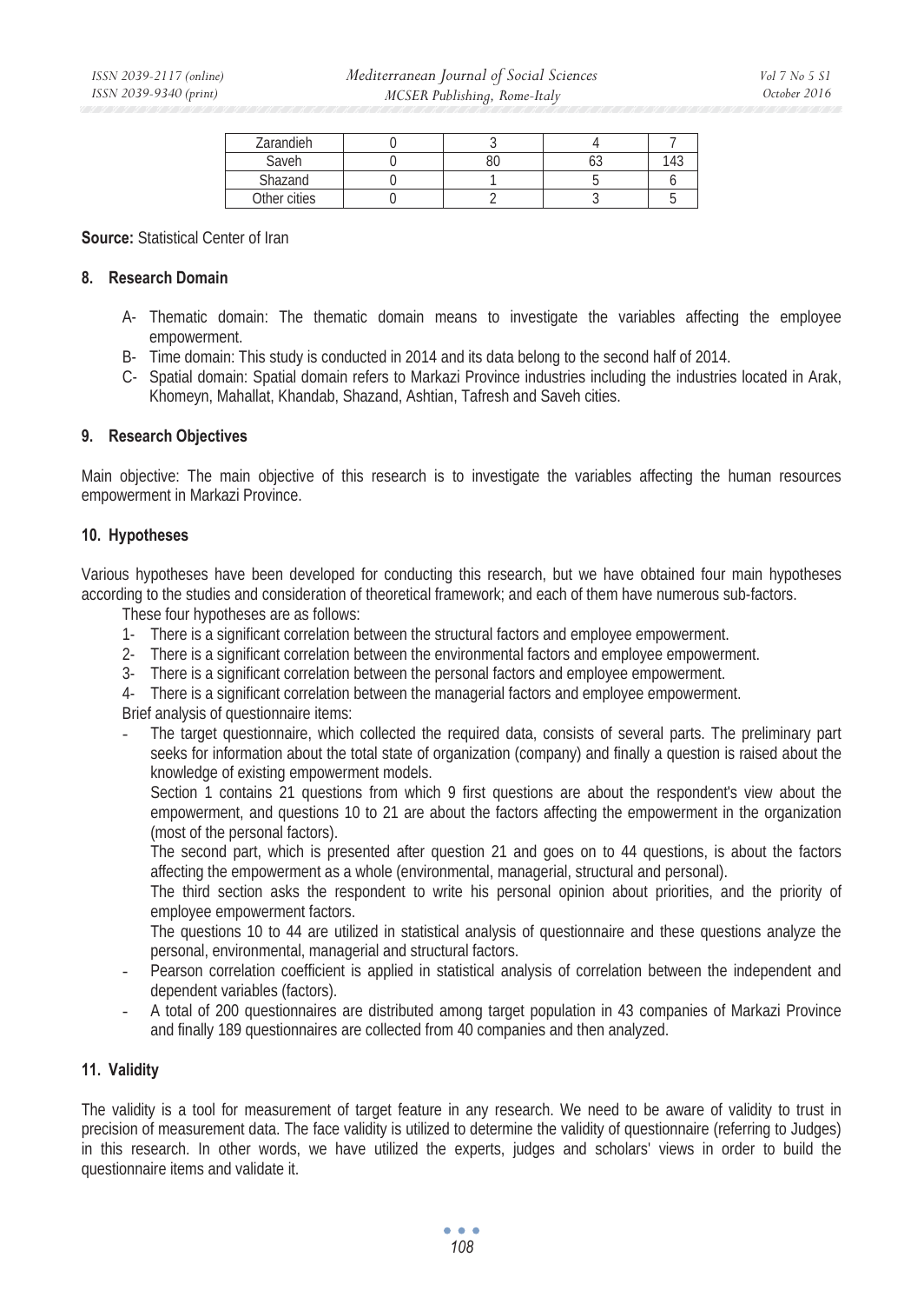| Zarandieh | 0 | 3 | 4 | 7 |
| --- | --- | --- | --- | --- |
| Saveh | 0 | 80 | 63 | 143 |
| Shazand | 0 | 1 | 5 | 6 |
| Other cities | 0 | 2 | 3 | 5 |

**Source:** Statistical Center of Iran

## 8. Research Domain

- A- Thematic domain: The thematic domain means to investigate the variables affecting the employee empowerment.
- B- Time domain: This study is conducted in 2014 and its data belong to the second half of 2014.
- C- Spatial domain: Spatial domain refers to Markazi Province industries including the industries located in Arak, Khomeyn, Mahallat, Khandab, Shazand, Ashtian, Tafresh and Saveh cities.

## 9. Research Objectives

Main objective: The main objective of this research is to investigate the variables affecting the human resources empowerment in Markazi Province.

## 10. Hypotheses

Various hypotheses have been developed for conducting this research, but we have obtained four main hypotheses according to the studies and consideration of theoretical framework; and each of them have numerous sub-factors.

These four hypotheses are as follows:

1- There is a significant correlation between the structural factors and employee empowerment.
2- There is a significant correlation between the environmental factors and employee empowerment.
3- There is a significant correlation between the personal factors and employee empowerment.
4- There is a significant correlation between the managerial factors and employee empowerment.

Brief analysis of questionnaire items:

- The target questionnaire, which collected the required data, consists of several parts. The preliminary part seeks for information about the total state of organization (company) and finally a question is raised about the knowledge of existing empowerment models.

  Section 1 contains 21 questions from which 9 first questions are about the respondent's view about the empowerment, and questions 10 to 21 are about the factors affecting the empowerment in the organization (most of the personal factors).

  The second part, which is presented after question 21 and goes on to 44 questions, is about the factors affecting the empowerment as a whole (environmental, managerial, structural and personal).

  The third section asks the respondent to write his personal opinion about priorities, and the priority of employee empowerment factors.

  The questions 10 to 44 are utilized in statistical analysis of questionnaire and these questions analyze the personal, environmental, managerial and structural factors.
- Pearson correlation coefficient is applied in statistical analysis of correlation between the independent and dependent variables (factors).
- A total of 200 questionnaires are distributed among target population in 43 companies of Markazi Province and finally 189 questionnaires are collected from 40 companies and then analyzed.

## 11. Validity

The validity is a tool for measurement of target feature in any research. We need to be aware of validity to trust in precision of measurement data. The face validity is utilized to determine the validity of questionnaire (referring to Judges) in this research. In other words, we have utilized the experts, judges and scholars' views in order to build the questionnaire items and validate it.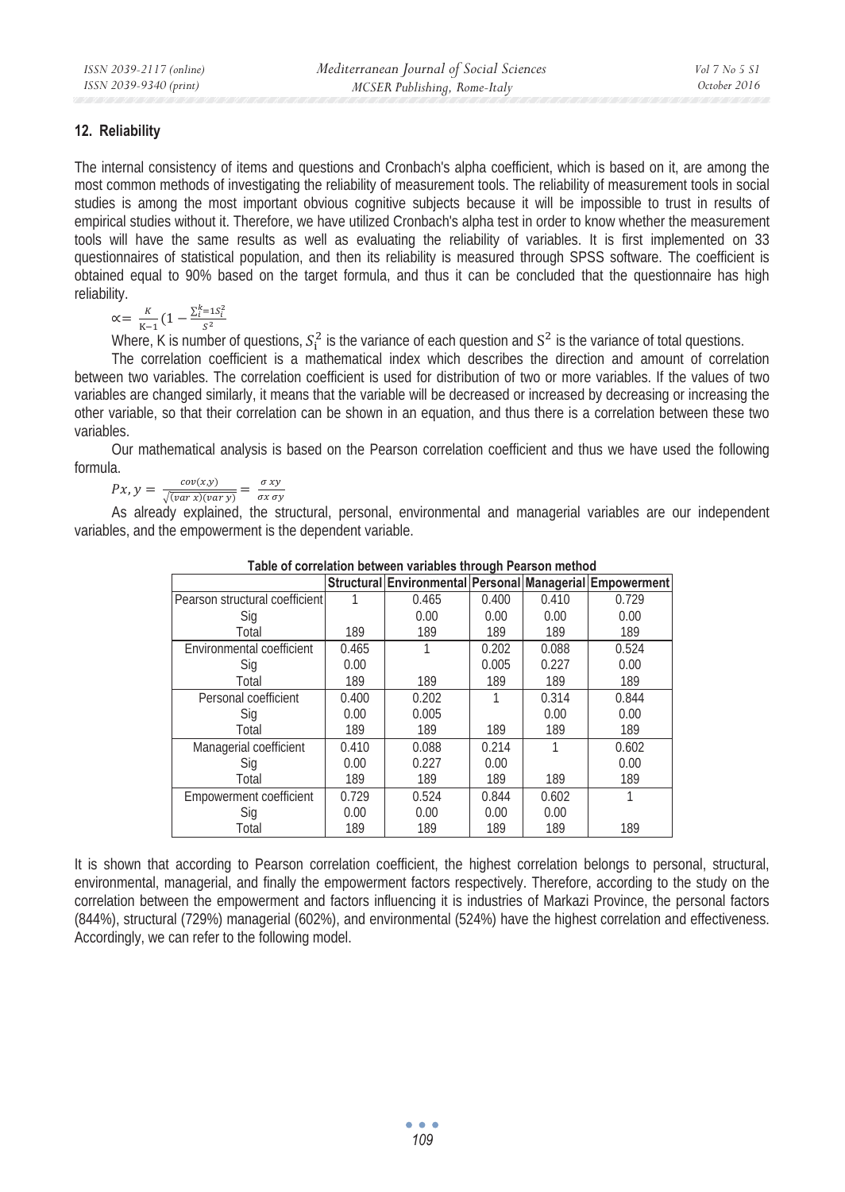## 12. Reliability

The internal consistency of items and questions and Cronbach's alpha coefficient, which is based on it, are among the most common methods of investigating the reliability of measurement tools. The reliability of measurement tools in social studies is among the most important obvious cognitive subjects because it will be impossible to trust in results of empirical studies without it. Therefore, we have utilized Cronbach's alpha test in order to know whether the measurement tools will have the same results as well as evaluating the reliability of variables. It is first implemented on 33 questionnaires of statistical population, and then its reliability is measured through SPSS software. The coefficient is obtained equal to 90% based on the target formula, and thus it can be concluded that the questionnaire has high reliability.

$$\propto = \frac{K}{K-1}\left(1 - \frac{\sum_{i}^{k}=1S_i^2}{S^2}\right.$$

Where, K is number of questions, $S_i^2$ is the variance of each question and $S^2$ is the variance of total questions.

The correlation coefficient is a mathematical index which describes the direction and amount of correlation between two variables. The correlation coefficient is used for distribution of two or more variables. If the values of two variables are changed similarly, it means that the variable will be decreased or increased by decreasing or increasing the other variable, so that their correlation can be shown in an equation, and thus there is a correlation between these two variables.

Our mathematical analysis is based on the Pearson correlation coefficient and thus we have used the following formula.

$$Px, y = \frac{cov(x,y)}{\sqrt{(var\ x)(var\ y)}} = \frac{\sigma\ xy}{\sigma x\ \sigma y}$$

As already explained, the structural, personal, environmental and managerial variables are our independent variables, and the empowerment is the dependent variable.

**Table of correlation between variables through Pearson method**

| | Structural | Environmental | Personal | Managerial | Empowerment |
|---|---|---|---|---|---|
| Pearson structural coefficient | 1 | 0.465 | 0.400 | 0.410 | 0.729 |
| Sig | | 0.00 | 0.00 | 0.00 | 0.00 |
| Total | 189 | 189 | 189 | 189 | 189 |
| Environmental coefficient | 0.465 | 1 | 0.202 | 0.088 | 0.524 |
| Sig | 0.00 | | 0.005 | 0.227 | 0.00 |
| Total | 189 | 189 | 189 | 189 | 189 |
| Personal coefficient | 0.400 | 0.202 | 1 | 0.314 | 0.844 |
| Sig | 0.00 | 0.005 | | 0.00 | 0.00 |
| Total | 189 | 189 | 189 | 189 | 189 |
| Managerial coefficient | 0.410 | 0.088 | 0.214 | 1 | 0.602 |
| Sig | 0.00 | 0.227 | 0.00 | | 0.00 |
| Total | 189 | 189 | 189 | 189 | 189 |
| Empowerment coefficient | 0.729 | 0.524 | 0.844 | 0.602 | 1 |
| Sig | 0.00 | 0.00 | 0.00 | 0.00 | |
| Total | 189 | 189 | 189 | 189 | 189 |

It is shown that according to Pearson correlation coefficient, the highest correlation belongs to personal, structural, environmental, managerial, and finally the empowerment factors respectively. Therefore, according to the study on the correlation between the empowerment and factors influencing it is industries of Markazi Province, the personal factors (844%), structural (729%) managerial (602%), and environmental (524%) have the highest correlation and effectiveness. Accordingly, we can refer to the following model.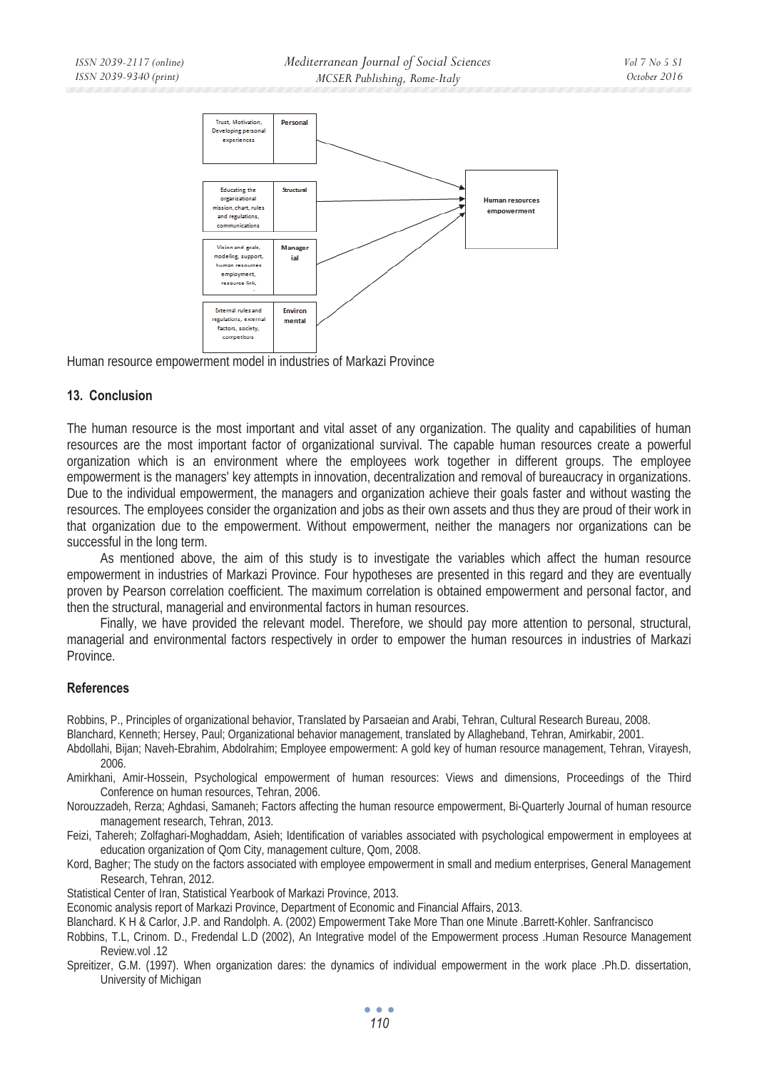Trust, Motivation, Developing personal experiences

Personal

Educating the organizational mission, chart, rules and regulations, communications

Structural

Vision and goals, modeling, support, human resources employment, resource link,

Managerial

External rules and regulations, external factors, society, competitors

Environmental

Human resources empowerment

Human resource empowerment model in industries of Markazi Province

## 13. Conclusion

The human resource is the most important and vital asset of any organization. The quality and capabilities of human resources are the most important factor of organizational survival. The capable human resources create a powerful organization which is an environment where the employees work together in different groups. The employee empowerment is the managers' key attempts in innovation, decentralization and removal of bureaucracy in organizations. Due to the individual empowerment, the managers and organization achieve their goals faster and without wasting the resources. The employees consider the organization and jobs as their own assets and thus they are proud of their work in that organization due to the empowerment. Without empowerment, neither the managers nor organizations can be successful in the long term.

As mentioned above, the aim of this study is to investigate the variables which affect the human resource empowerment in industries of Markazi Province. Four hypotheses are presented in this regard and they are eventually proven by Pearson correlation coefficient. The maximum correlation is obtained empowerment and personal factor, and then the structural, managerial and environmental factors in human resources.

Finally, we have provided the relevant model. Therefore, we should pay more attention to personal, structural, managerial and environmental factors respectively in order to empower the human resources in industries of Markazi Province.

## References

Robbins, P., Principles of organizational behavior, Translated by Parsaeian and Arabi, Tehran, Cultural Research Bureau, 2008.

Blanchard, Kenneth; Hersey, Paul; Organizational behavior management, translated by Allagheband, Tehran, Amirkabir, 2001.

Abdollahi, Bijan; Naveh-Ebrahim, Abdolrahim; Employee empowerment: A gold key of human resource management, Tehran, Virayesh, 2006.

Amirkhani, Amir-Hossein, Psychological empowerment of human resources: Views and dimensions, Proceedings of the Third Conference on human resources, Tehran, 2006.

Norouzzadeh, Rerza; Aghdasi, Samaneh; Factors affecting the human resource empowerment, Bi-Quarterly Journal of human resource management research, Tehran, 2013.

Feizi, Tahereh; Zolfaghari-Moghaddam, Asieh; Identification of variables associated with psychological empowerment in employees at education organization of Qom City, management culture, Qom, 2008.

Kord, Bagher; The study on the factors associated with employee empowerment in small and medium enterprises, General Management Research, Tehran, 2012.

Statistical Center of Iran, Statistical Yearbook of Markazi Province, 2013.

Economic analysis report of Markazi Province, Department of Economic and Financial Affairs, 2013.

Blanchard. K H & Carlor, J.P. and Randolph. A. (2002) Empowerment Take More Than one Minute .Barrett-Kohler. Sanfrancisco

Robbins, T.L, Crinom. D., Fredendal L.D (2002), An Integrative model of the Empowerment process .Human Resource Management Review.vol .12

Spreitizer, G.M. (1997). When organization dares: the dynamics of individual empowerment in the work place .Ph.D. dissertation, University of Michigan